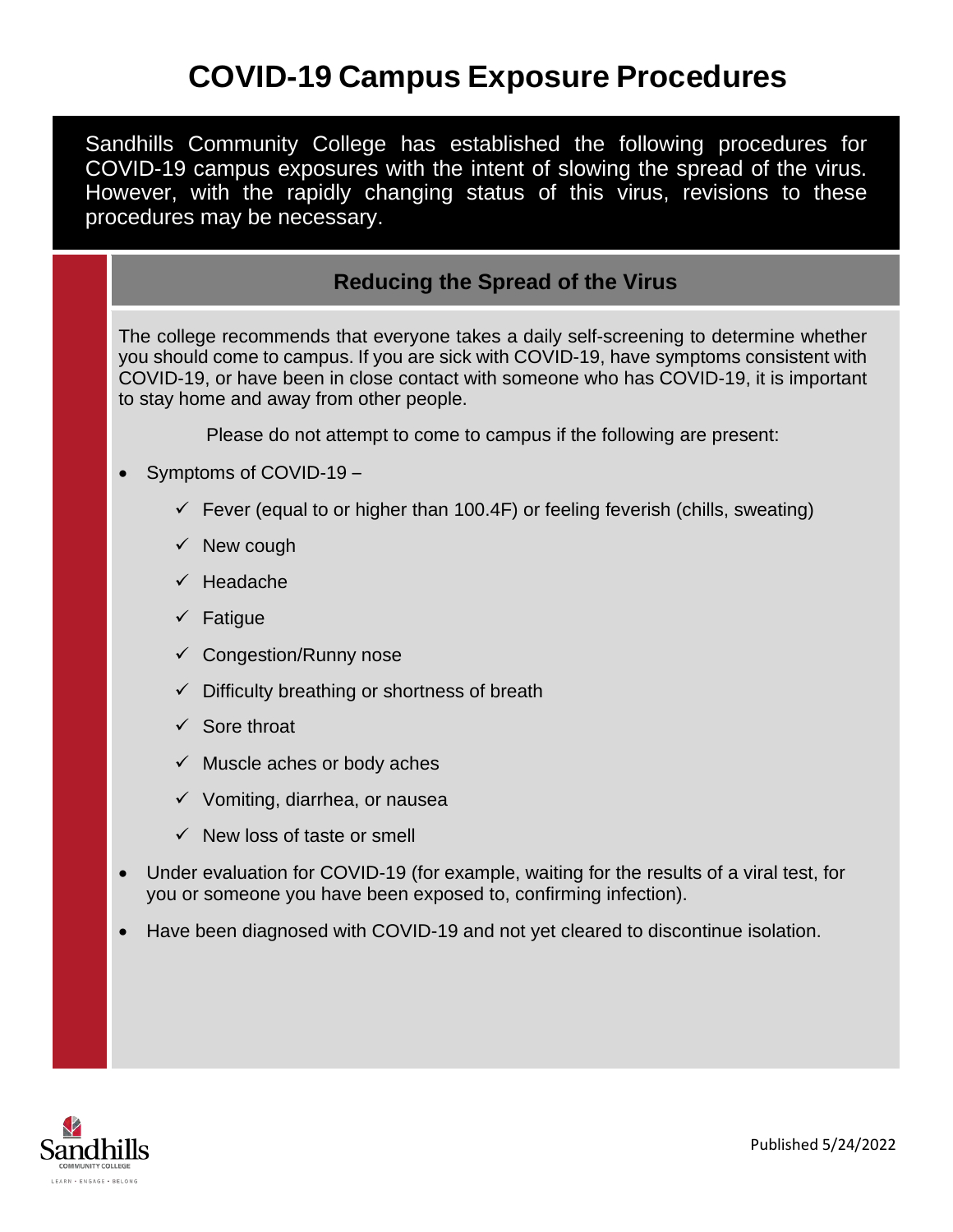# COVID-19 Campus Exposure Procedures

Sandhills Community College has established the following procedures for COVID-19 campus exposures with the intent of slowing the spread of the virus. However, with the rapidly changing status of this virus, revisions to these procedures may be necessary.

## Reducing the Spread of the Virus

The college recommends that everyone takes a daily self-screening to determine whether you should come to campus. If you are sick with COVID-19, have symptoms consistent with COVID-19, or have been in close contact with someone who has COVID-19, it is important to stay home and away from other people.

Please do not attempt to come to campus if the following are present:

- Symptoms of COVID-19 –
  - ✓ Fever (equal to or higher than 100.4F) or feeling feverish (chills, sweating)
  - ✓ New cough
  - ✓ Headache
  - ✓ Fatigue
  - ✓ Congestion/Runny nose
  - ✓ Difficulty breathing or shortness of breath
  - ✓ Sore throat
  - ✓ Muscle aches or body aches
  - ✓ Vomiting, diarrhea, or nausea
  - ✓ New loss of taste or smell
- Under evaluation for COVID-19 (for example, waiting for the results of a viral test, for you or someone you have been exposed to, confirming infection).
- Have been diagnosed with COVID-19 and not yet cleared to discontinue isolation.

Published 5/24/2022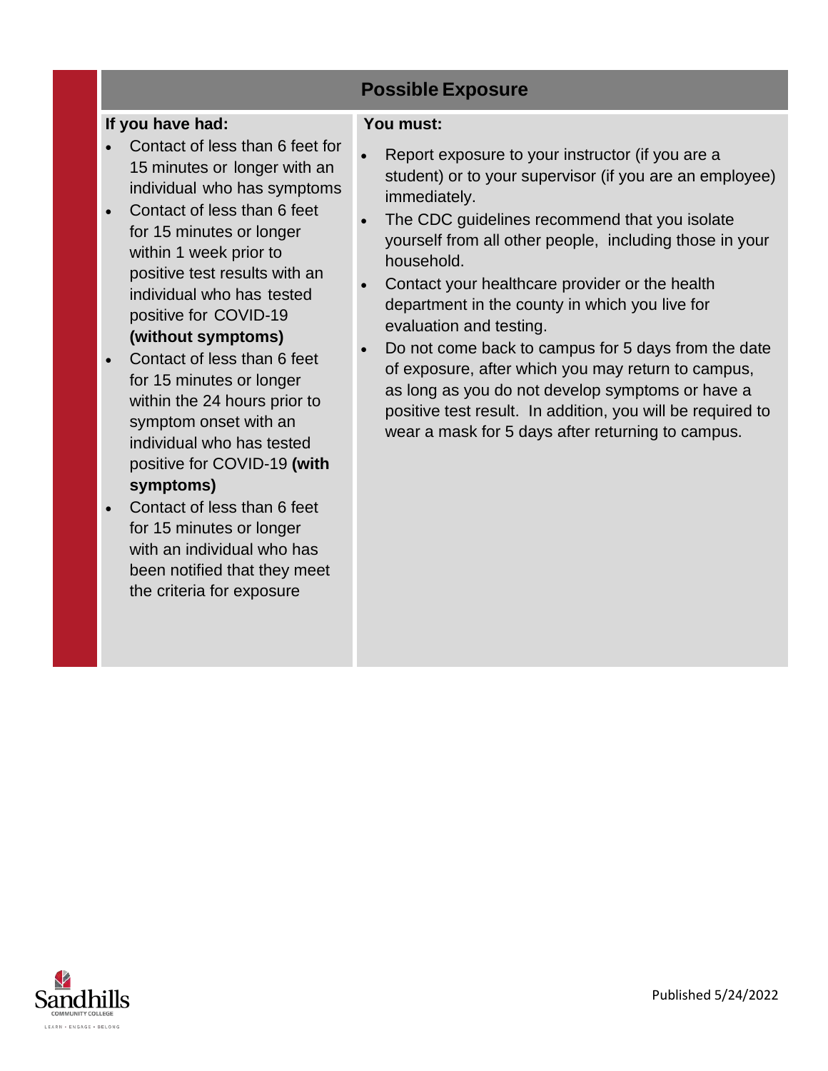## Possible Exposure

| If you have had: | You must: |
| --- | --- |
| • Contact of less than 6 feet for 15 minutes or longer with an individual who has symptoms<br>• Contact of less than 6 feet for 15 minutes or longer within 1 week prior to positive test results with an individual who has tested positive for COVID-19 **(without symptoms)**<br>• Contact of less than 6 feet for 15 minutes or longer within the 24 hours prior to symptom onset with an individual who has tested positive for COVID-19 **(with symptoms)**<br>• Contact of less than 6 feet for 15 minutes or longer with an individual who has been notified that they meet the criteria for exposure | • Report exposure to your instructor (if you are a student) or to your supervisor (if you are an employee) immediately.<br>• The CDC guidelines recommend that you isolate yourself from all other people, including those in your household.<br>• Contact your healthcare provider or the health department in the county in which you live for evaluation and testing.<br>• Do not come back to campus for 5 days from the date of exposure, after which you may return to campus, as long as you do not develop symptoms or have a positive test result. In addition, you will be required to wear a mask for 5 days after returning to campus. |

Published 5/24/2022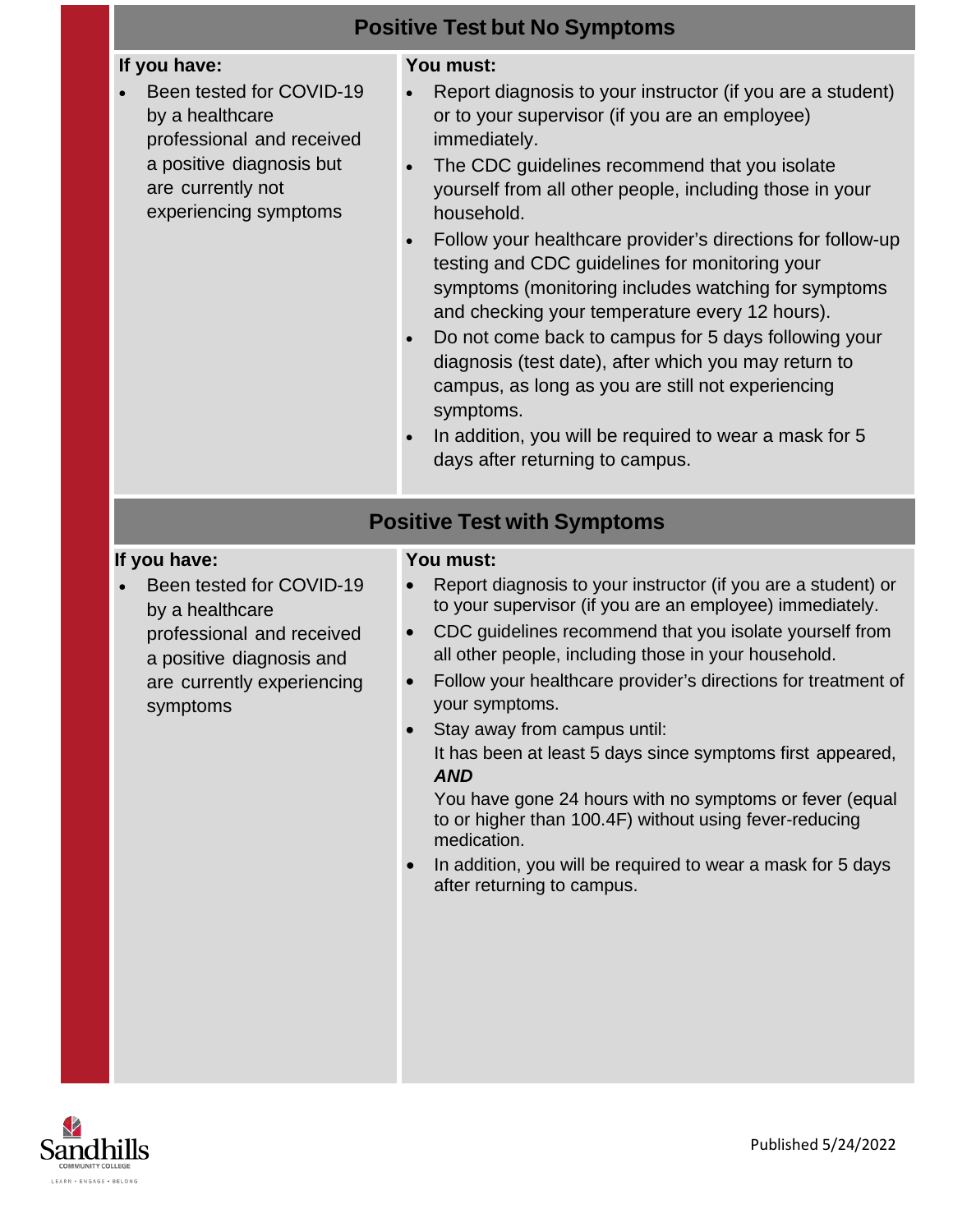## Positive Test but No Symptoms

| If you have: | You must: |
| --- | --- |
| • Been tested for COVID-19 by a healthcare professional and received a positive diagnosis but are currently not experiencing symptoms | • Report diagnosis to your instructor (if you are a student) or to your supervisor (if you are an employee) immediately.<br>• The CDC guidelines recommend that you isolate yourself from all other people, including those in your household.<br>• Follow your healthcare provider's directions for follow-up testing and CDC guidelines for monitoring your symptoms (monitoring includes watching for symptoms and checking your temperature every 12 hours).<br>• Do not come back to campus for 5 days following your diagnosis (test date), after which you may return to campus, as long as you are still not experiencing symptoms.<br>• In addition, you will be required to wear a mask for 5 days after returning to campus. |

## Positive Test with Symptoms

| If you have: | You must: |
| --- | --- |
| • Been tested for COVID-19 by a healthcare professional and received a positive diagnosis and are currently experiencing symptoms | • Report diagnosis to your instructor (if you are a student) or to your supervisor (if you are an employee) immediately.<br>• CDC guidelines recommend that you isolate yourself from all other people, including those in your household.<br>• Follow your healthcare provider's directions for treatment of your symptoms.<br>• Stay away from campus until:<br>It has been at least 5 days since symptoms first appeared, ***AND***<br>You have gone 24 hours with no symptoms or fever (equal to or higher than 100.4F) without using fever-reducing medication.<br>• In addition, you will be required to wear a mask for 5 days after returning to campus. |

Sandhills Community College
LEARN • ENGAGE • BELONG

Published 5/24/2022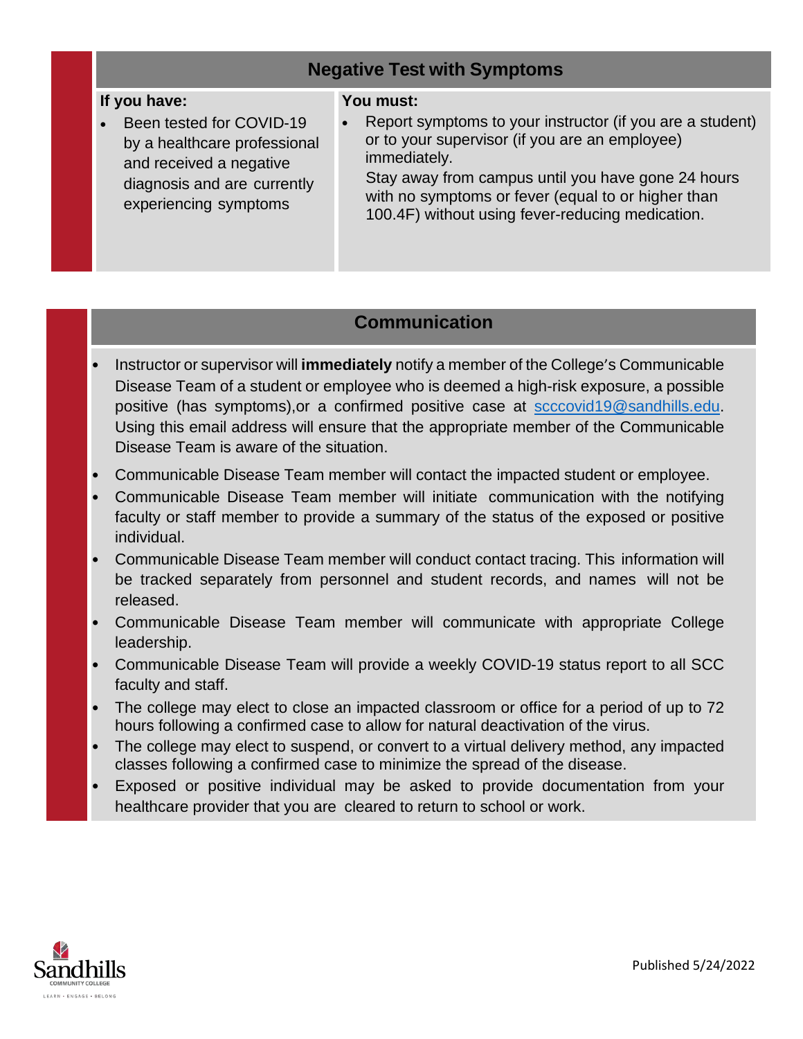## Negative Test with Symptoms

| If you have: | You must: |
| --- | --- |
| Been tested for COVID-19 by a healthcare professional and received a negative diagnosis and are currently experiencing symptoms | Report symptoms to your instructor (if you are a student) or to your supervisor (if you are an employee) immediately. Stay away from campus until you have gone 24 hours with no symptoms or fever (equal to or higher than 100.4F) without using fever-reducing medication. |

## Communication

- Instructor or supervisor will **immediately** notify a member of the College's Communicable Disease Team of a student or employee who is deemed a high-risk exposure, a possible positive (has symptoms),or a confirmed positive case at scccovid19@sandhills.edu. Using this email address will ensure that the appropriate member of the Communicable Disease Team is aware of the situation.
- Communicable Disease Team member will contact the impacted student or employee.
- Communicable Disease Team member will initiate communication with the notifying faculty or staff member to provide a summary of the status of the exposed or positive individual.
- Communicable Disease Team member will conduct contact tracing. This information will be tracked separately from personnel and student records, and names will not be released.
- Communicable Disease Team member will communicate with appropriate College leadership.
- Communicable Disease Team will provide a weekly COVID-19 status report to all SCC faculty and staff.
- The college may elect to close an impacted classroom or office for a period of up to 72 hours following a confirmed case to allow for natural deactivation of the virus.
- The college may elect to suspend, or convert to a virtual delivery method, any impacted classes following a confirmed case to minimize the spread of the disease.
- Exposed or positive individual may be asked to provide documentation from your healthcare provider that you are cleared to return to school or work.

Sandhills Community College
LEARN • ENGAGE • BELONG

Published 5/24/2022